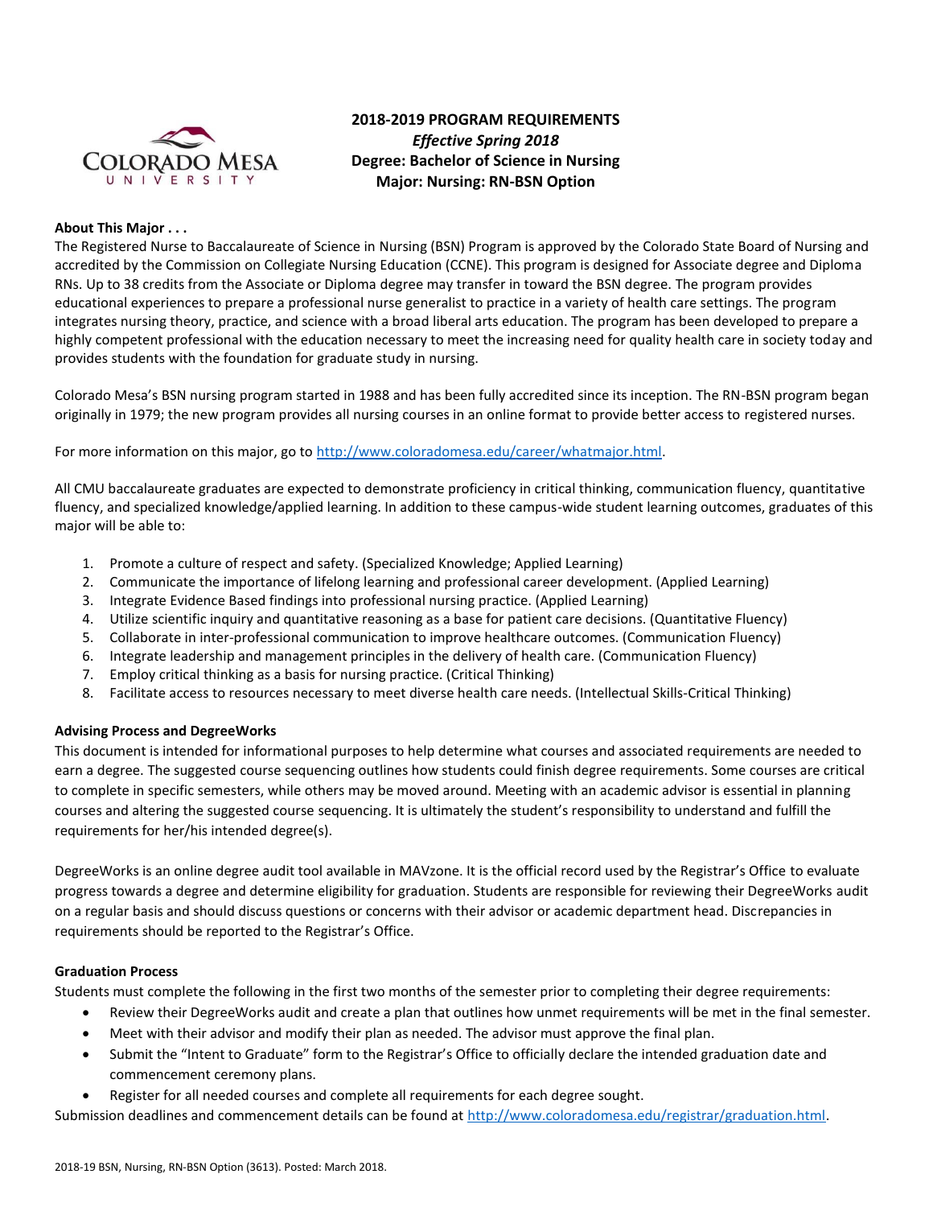# 2018-2019 PROGRAM REQUIREMENTS

***Effective Spring 2018***

**Degree: Bachelor of Science in Nursing**

**Major: Nursing: RN-BSN Option**

### About This Major . . .

The Registered Nurse to Baccalaureate of Science in Nursing (BSN) Program is approved by the Colorado State Board of Nursing and accredited by the Commission on Collegiate Nursing Education (CCNE). This program is designed for Associate degree and Diploma RNs. Up to 38 credits from the Associate or Diploma degree may transfer in toward the BSN degree. The program provides educational experiences to prepare a professional nurse generalist to practice in a variety of health care settings. The program integrates nursing theory, practice, and science with a broad liberal arts education. The program has been developed to prepare a highly competent professional with the education necessary to meet the increasing need for quality health care in society today and provides students with the foundation for graduate study in nursing.

Colorado Mesa's BSN nursing program started in 1988 and has been fully accredited since its inception. The RN-BSN program began originally in 1979; the new program provides all nursing courses in an online format to provide better access to registered nurses.

For more information on this major, go to http://www.coloradomesa.edu/career/whatmajor.html.

All CMU baccalaureate graduates are expected to demonstrate proficiency in critical thinking, communication fluency, quantitative fluency, and specialized knowledge/applied learning. In addition to these campus-wide student learning outcomes, graduates of this major will be able to:

1. Promote a culture of respect and safety. (Specialized Knowledge; Applied Learning)
2. Communicate the importance of lifelong learning and professional career development. (Applied Learning)
3. Integrate Evidence Based findings into professional nursing practice. (Applied Learning)
4. Utilize scientific inquiry and quantitative reasoning as a base for patient care decisions. (Quantitative Fluency)
5. Collaborate in inter-professional communication to improve healthcare outcomes. (Communication Fluency)
6. Integrate leadership and management principles in the delivery of health care. (Communication Fluency)
7. Employ critical thinking as a basis for nursing practice. (Critical Thinking)
8. Facilitate access to resources necessary to meet diverse health care needs. (Intellectual Skills-Critical Thinking)

### Advising Process and DegreeWorks

This document is intended for informational purposes to help determine what courses and associated requirements are needed to earn a degree. The suggested course sequencing outlines how students could finish degree requirements. Some courses are critical to complete in specific semesters, while others may be moved around. Meeting with an academic advisor is essential in planning courses and altering the suggested course sequencing. It is ultimately the student's responsibility to understand and fulfill the requirements for her/his intended degree(s).

DegreeWorks is an online degree audit tool available in MAVzone. It is the official record used by the Registrar's Office to evaluate progress towards a degree and determine eligibility for graduation. Students are responsible for reviewing their DegreeWorks audit on a regular basis and should discuss questions or concerns with their advisor or academic department head. Discrepancies in requirements should be reported to the Registrar's Office.

### Graduation Process

Students must complete the following in the first two months of the semester prior to completing their degree requirements:

- Review their DegreeWorks audit and create a plan that outlines how unmet requirements will be met in the final semester.
- Meet with their advisor and modify their plan as needed. The advisor must approve the final plan.
- Submit the "Intent to Graduate" form to the Registrar's Office to officially declare the intended graduation date and commencement ceremony plans.
- Register for all needed courses and complete all requirements for each degree sought.

Submission deadlines and commencement details can be found at http://www.coloradomesa.edu/registrar/graduation.html.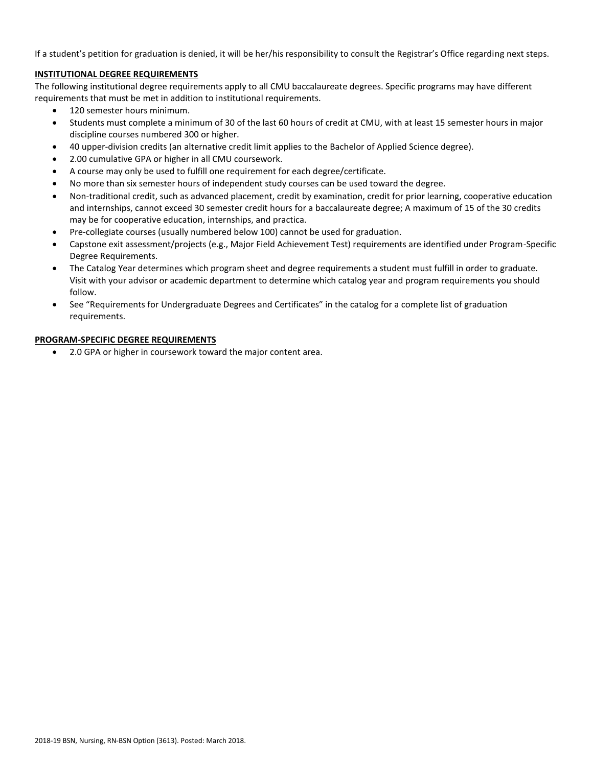If a student's petition for graduation is denied, it will be her/his responsibility to consult the Registrar's Office regarding next steps.

**INSTITUTIONAL DEGREE REQUIREMENTS**

The following institutional degree requirements apply to all CMU baccalaureate degrees. Specific programs may have different requirements that must be met in addition to institutional requirements.

- 120 semester hours minimum.
- Students must complete a minimum of 30 of the last 60 hours of credit at CMU, with at least 15 semester hours in major discipline courses numbered 300 or higher.
- 40 upper-division credits (an alternative credit limit applies to the Bachelor of Applied Science degree).
- 2.00 cumulative GPA or higher in all CMU coursework.
- A course may only be used to fulfill one requirement for each degree/certificate.
- No more than six semester hours of independent study courses can be used toward the degree.
- Non-traditional credit, such as advanced placement, credit by examination, credit for prior learning, cooperative education and internships, cannot exceed 30 semester credit hours for a baccalaureate degree; A maximum of 15 of the 30 credits may be for cooperative education, internships, and practica.
- Pre-collegiate courses (usually numbered below 100) cannot be used for graduation.
- Capstone exit assessment/projects (e.g., Major Field Achievement Test) requirements are identified under Program-Specific Degree Requirements.
- The Catalog Year determines which program sheet and degree requirements a student must fulfill in order to graduate. Visit with your advisor or academic department to determine which catalog year and program requirements you should follow.
- See "Requirements for Undergraduate Degrees and Certificates" in the catalog for a complete list of graduation requirements.

**PROGRAM-SPECIFIC DEGREE REQUIREMENTS**

- 2.0 GPA or higher in coursework toward the major content area.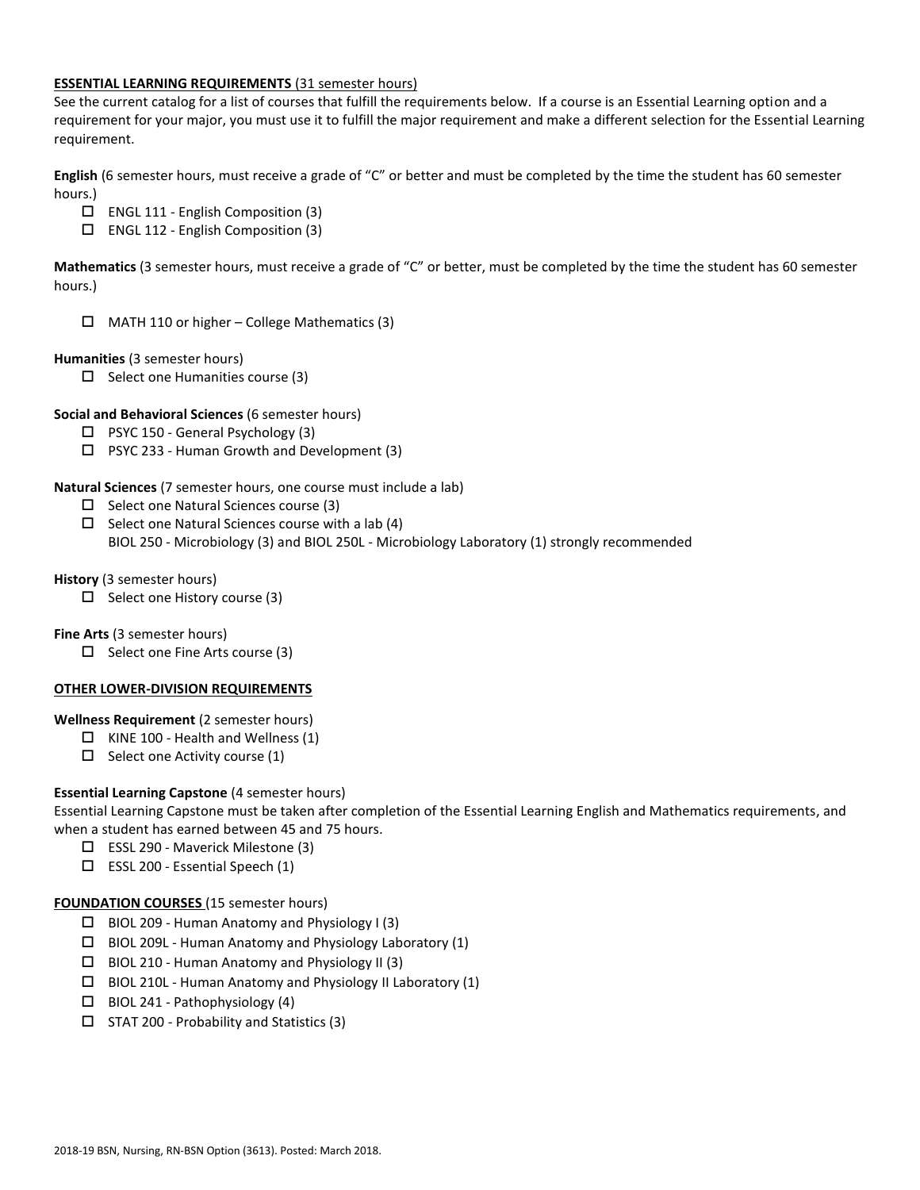**ESSENTIAL LEARNING REQUIREMENTS** (31 semester hours)

See the current catalog for a list of courses that fulfill the requirements below. If a course is an Essential Learning option and a requirement for your major, you must use it to fulfill the major requirement and make a different selection for the Essential Learning requirement.

**English** (6 semester hours, must receive a grade of "C" or better and must be completed by the time the student has 60 semester hours.)

- ☐ ENGL 111 - English Composition (3)
- ☐ ENGL 112 - English Composition (3)

**Mathematics** (3 semester hours, must receive a grade of "C" or better, must be completed by the time the student has 60 semester hours.)

- ☐ MATH 110 or higher – College Mathematics (3)

**Humanities** (3 semester hours)

- ☐ Select one Humanities course (3)

**Social and Behavioral Sciences** (6 semester hours)

- ☐ PSYC 150 - General Psychology (3)
- ☐ PSYC 233 - Human Growth and Development (3)

**Natural Sciences** (7 semester hours, one course must include a lab)

- ☐ Select one Natural Sciences course (3)
- ☐ Select one Natural Sciences course with a lab (4)
  BIOL 250 - Microbiology (3) and BIOL 250L - Microbiology Laboratory (1) strongly recommended

**History** (3 semester hours)

- ☐ Select one History course (3)

**Fine Arts** (3 semester hours)

- ☐ Select one Fine Arts course (3)

**OTHER LOWER-DIVISION REQUIREMENTS**

**Wellness Requirement** (2 semester hours)

- ☐ KINE 100 - Health and Wellness (1)
- ☐ Select one Activity course (1)

**Essential Learning Capstone** (4 semester hours)

Essential Learning Capstone must be taken after completion of the Essential Learning English and Mathematics requirements, and when a student has earned between 45 and 75 hours.

- ☐ ESSL 290 - Maverick Milestone (3)
- ☐ ESSL 200 - Essential Speech (1)

**FOUNDATION COURSES** (15 semester hours)

- ☐ BIOL 209 - Human Anatomy and Physiology I (3)
- ☐ BIOL 209L - Human Anatomy and Physiology Laboratory (1)
- ☐ BIOL 210 - Human Anatomy and Physiology II (3)
- ☐ BIOL 210L - Human Anatomy and Physiology II Laboratory (1)
- ☐ BIOL 241 - Pathophysiology (4)
- ☐ STAT 200 - Probability and Statistics (3)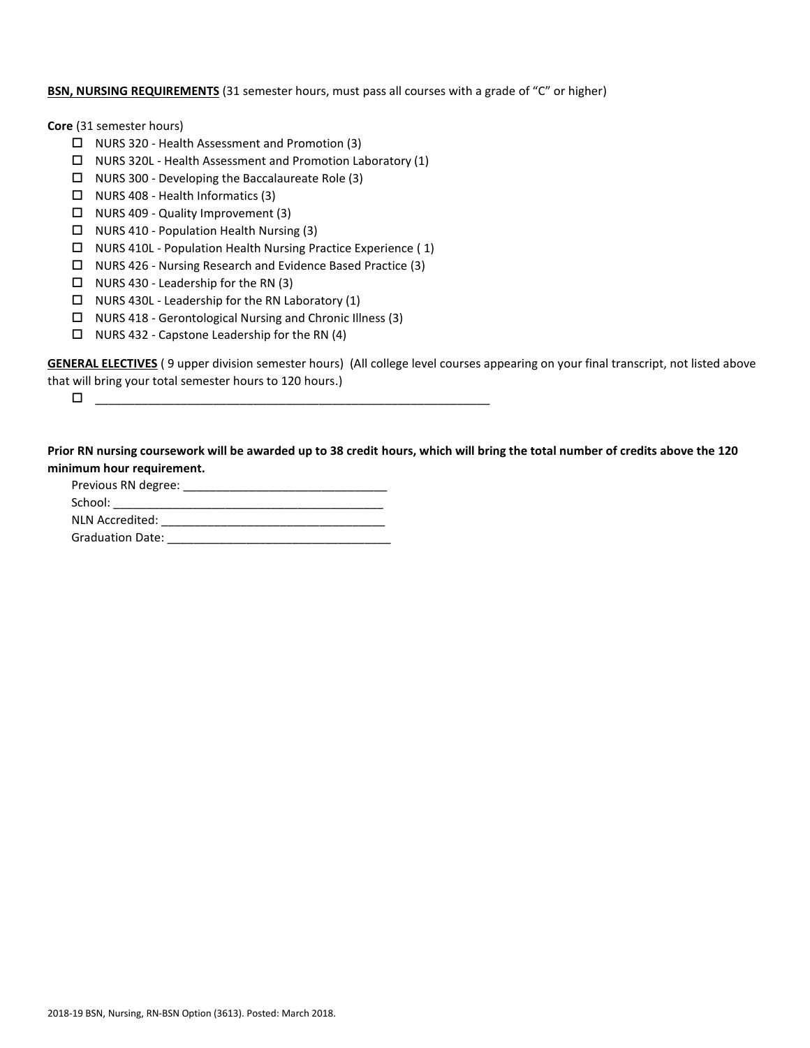**BSN, NURSING REQUIREMENTS** (31 semester hours, must pass all courses with a grade of "C" or higher)

**Core** (31 semester hours)

- ☐ NURS 320 - Health Assessment and Promotion (3)
- ☐ NURS 320L - Health Assessment and Promotion Laboratory (1)
- ☐ NURS 300 - Developing the Baccalaureate Role (3)
- ☐ NURS 408 - Health Informatics (3)
- ☐ NURS 409 - Quality Improvement (3)
- ☐ NURS 410 - Population Health Nursing (3)
- ☐ NURS 410L - Population Health Nursing Practice Experience ( 1)
- ☐ NURS 426 - Nursing Research and Evidence Based Practice (3)
- ☐ NURS 430 - Leadership for the RN (3)
- ☐ NURS 430L - Leadership for the RN Laboratory (1)
- ☐ NURS 418 - Gerontological Nursing and Chronic Illness (3)
- ☐ NURS 432 - Capstone Leadership for the RN (4)

**GENERAL ELECTIVES** ( 9 upper division semester hours) (All college level courses appearing on your final transcript, not listed above that will bring your total semester hours to 120 hours.)

- ☐ _______________________________________________________________

**Prior RN nursing coursework will be awarded up to 38 credit hours, which will bring the total number of credits above the 120 minimum hour requirement.**

Previous RN degree: _______________________________

School: __________________________________________

NLN Accredited: __________________________________

Graduation Date: __________________________________

2018-19 BSN, Nursing, RN-BSN Option (3613). Posted: March 2018.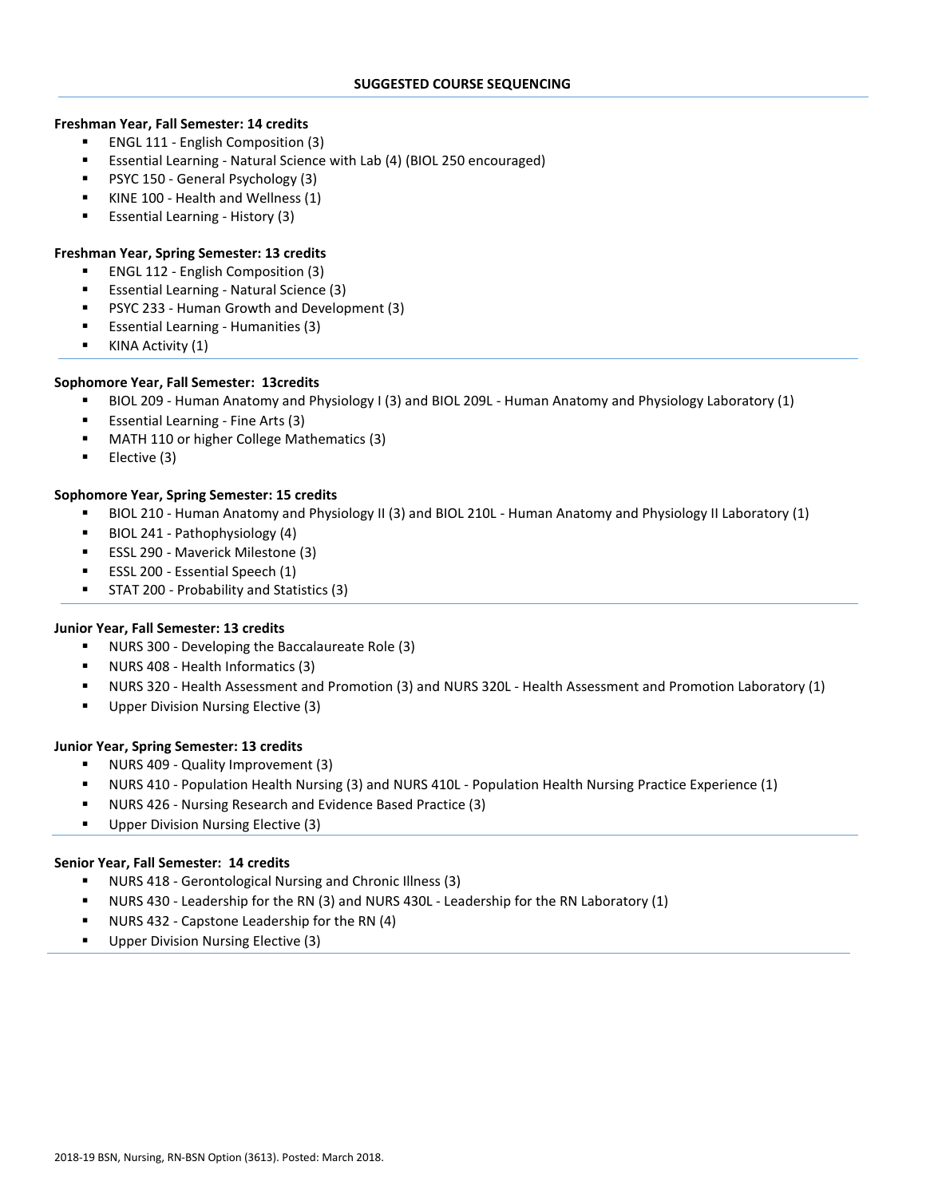## SUGGESTED COURSE SEQUENCING

**Freshman Year, Fall Semester: 14 credits**

- ENGL 111 - English Composition (3)
- Essential Learning - Natural Science with Lab (4) (BIOL 250 encouraged)
- PSYC 150 - General Psychology (3)
- KINE 100 - Health and Wellness (1)
- Essential Learning - History (3)

**Freshman Year, Spring Semester: 13 credits**

- ENGL 112 - English Composition (3)
- Essential Learning - Natural Science (3)
- PSYC 233 - Human Growth and Development (3)
- Essential Learning - Humanities (3)
- KINA Activity (1)

**Sophomore Year, Fall Semester: 13credits**

- BIOL 209 - Human Anatomy and Physiology I (3) and BIOL 209L - Human Anatomy and Physiology Laboratory (1)
- Essential Learning - Fine Arts (3)
- MATH 110 or higher College Mathematics (3)
- Elective (3)

**Sophomore Year, Spring Semester: 15 credits**

- BIOL 210 - Human Anatomy and Physiology II (3) and BIOL 210L - Human Anatomy and Physiology II Laboratory (1)
- BIOL 241 - Pathophysiology (4)
- ESSL 290 - Maverick Milestone (3)
- ESSL 200 - Essential Speech (1)
- STAT 200 - Probability and Statistics (3)

**Junior Year, Fall Semester: 13 credits**

- NURS 300 - Developing the Baccalaureate Role (3)
- NURS 408 - Health Informatics (3)
- NURS 320 - Health Assessment and Promotion (3) and NURS 320L - Health Assessment and Promotion Laboratory (1)
- Upper Division Nursing Elective (3)

**Junior Year, Spring Semester: 13 credits**

- NURS 409 - Quality Improvement (3)
- NURS 410 - Population Health Nursing (3) and NURS 410L - Population Health Nursing Practice Experience (1)
- NURS 426 - Nursing Research and Evidence Based Practice (3)
- Upper Division Nursing Elective (3)

**Senior Year, Fall Semester: 14 credits**

- NURS 418 - Gerontological Nursing and Chronic Illness (3)
- NURS 430 - Leadership for the RN (3) and NURS 430L - Leadership for the RN Laboratory (1)
- NURS 432 - Capstone Leadership for the RN (4)
- Upper Division Nursing Elective (3)